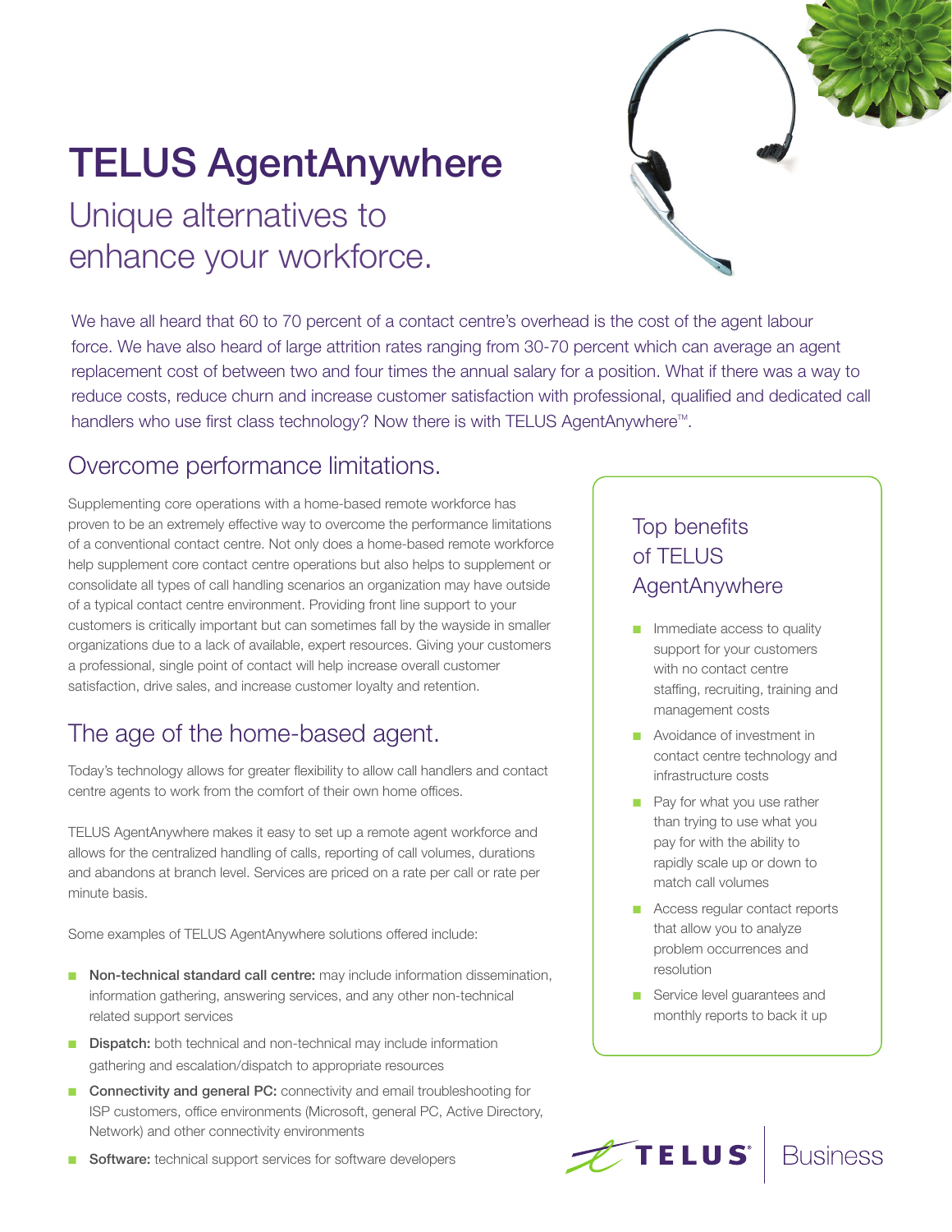# TELUS AgentAnywhere

## Unique alternatives to enhance your workforce.

We have all heard that 60 to 70 percent of a contact centre's overhead is the cost of the agent labour force. We have also heard of large attrition rates ranging from 30-70 percent which can average an agent replacement cost of between two and four times the annual salary for a position. What if there was a way to reduce costs, reduce churn and increase customer satisfaction with professional, qualified and dedicated call handlers who use first class technology? Now there is with TELUS AgentAnywhere™.

## Overcome performance limitations.

Supplementing core operations with a home-based remote workforce has proven to be an extremely effective way to overcome the performance limitations of a conventional contact centre. Not only does a home-based remote workforce help supplement core contact centre operations but also helps to supplement or consolidate all types of call handling scenarios an organization may have outside of a typical contact centre environment. Providing front line support to your customers is critically important but can sometimes fall by the wayside in smaller organizations due to a lack of available, expert resources. Giving your customers a professional, single point of contact will help increase overall customer satisfaction, drive sales, and increase customer loyalty and retention.

## The age of the home-based agent.

Today's technology allows for greater flexibility to allow call handlers and contact centre agents to work from the comfort of their own home offices.

TELUS AgentAnywhere makes it easy to set up a remote agent workforce and allows for the centralized handling of calls, reporting of call volumes, durations and abandons at branch level. Services are priced on a rate per call or rate per minute basis.

Some examples of TELUS AgentAnywhere solutions offered include:

- **Non-technical standard call centre:** may include information dissemination, information gathering, answering services, and any other non-technical related support services
- **Dispatch:** both technical and non-technical may include information gathering and escalation/dispatch to appropriate resources
- **Connectivity and general PC:** connectivity and email troubleshooting for ISP customers, office environments (Microsoft, general PC, Active Directory, Network) and other connectivity environments
- **Software:** technical support services for software developers

### Top benefits of TELUS AgentAnywhere

- Immediate access to quality support for your customers with no contact centre staffing, recruiting, training and management costs
- Avoidance of investment in contact centre technology and infrastructure costs
- Pay for what you use rather than trying to use what you pay for with the ability to rapidly scale up or down to match call volumes
- Access regular contact reports that allow you to analyze problem occurrences and resolution
- Service level guarantees and monthly reports to back it up

TELUS Business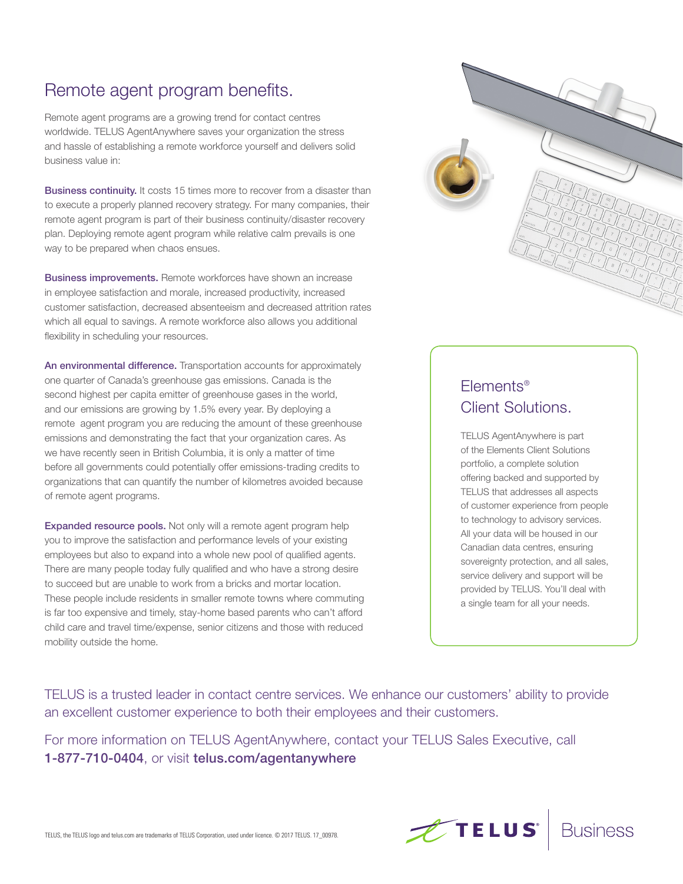## Remote agent program benefits.

Remote agent programs are a growing trend for contact centres worldwide. TELUS AgentAnywhere saves your organization the stress and hassle of establishing a remote workforce yourself and delivers solid business value in:

**Business continuity.** It costs 15 times more to recover from a disaster than to execute a properly planned recovery strategy. For many companies, their remote agent program is part of their business continuity/disaster recovery plan. Deploying remote agent program while relative calm prevails is one way to be prepared when chaos ensues.

**Business improvements.** Remote workforces have shown an increase in employee satisfaction and morale, increased productivity, increased customer satisfaction, decreased absenteeism and decreased attrition rates which all equal to savings. A remote workforce also allows you additional flexibility in scheduling your resources.

**An environmental difference.** Transportation accounts for approximately one quarter of Canada's greenhouse gas emissions. Canada is the second highest per capita emitter of greenhouse gases in the world, and our emissions are growing by 1.5% every year. By deploying a remote agent program you are reducing the amount of these greenhouse emissions and demonstrating the fact that your organization cares. As we have recently seen in British Columbia, it is only a matter of time before all governments could potentially offer emissions-trading credits to organizations that can quantify the number of kilometres avoided because of remote agent programs.

**Expanded resource pools.** Not only will a remote agent program help you to improve the satisfaction and performance levels of your existing employees but also to expand into a whole new pool of qualified agents. There are many people today fully qualified and who have a strong desire to succeed but are unable to work from a bricks and mortar location. These people include residents in smaller remote towns where commuting is far too expensive and timely, stay-home based parents who can't afford child care and travel time/expense, senior citizens and those with reduced mobility outside the home.

### Elements® Client Solutions.

TELUS AgentAnywhere is part of the Elements Client Solutions portfolio, a complete solution offering backed and supported by TELUS that addresses all aspects of customer experience from people to technology to advisory services. All your data will be housed in our Canadian data centres, ensuring sovereignty protection, and all sales, service delivery and support will be provided by TELUS. You'll deal with a single team for all your needs.

TELUS is a trusted leader in contact centre services. We enhance our customers' ability to provide an excellent customer experience to both their employees and their customers.

For more information on TELUS AgentAnywhere, contact your TELUS Sales Executive, call **1-877-710-0404**, or visit **telus.com/agentanywhere**

TELUS, the TELUS logo and telus.com are trademarks of TELUS Corporation, used under licence. © 2017 TELUS. 17_00978.

TELUS® Business